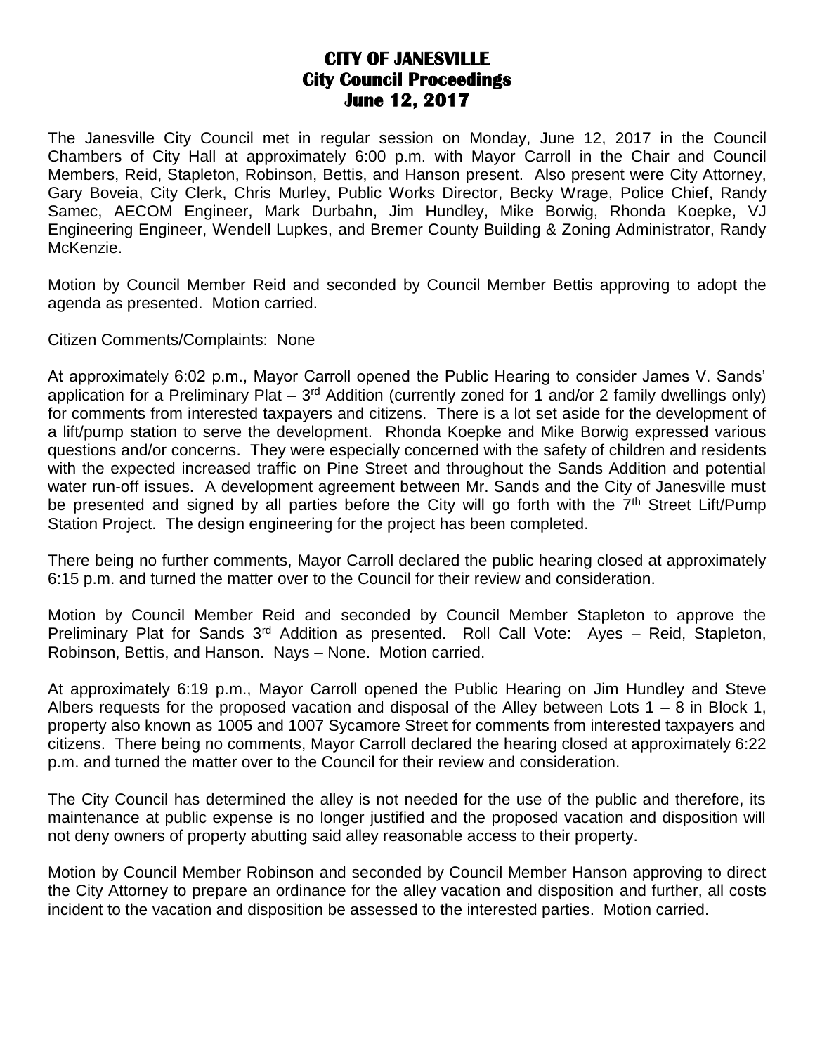# CITY OF JANESVILLE
## City Council Proceedings
## June 12, 2017

The Janesville City Council met in regular session on Monday, June 12, 2017 in the Council Chambers of City Hall at approximately 6:00 p.m. with Mayor Carroll in the Chair and Council Members, Reid, Stapleton, Robinson, Bettis, and Hanson present. Also present were City Attorney, Gary Boveia, City Clerk, Chris Murley, Public Works Director, Becky Wrage, Police Chief, Randy Samec, AECOM Engineer, Mark Durbahn, Jim Hundley, Mike Borwig, Rhonda Koepke, VJ Engineering Engineer, Wendell Lupkes, and Bremer County Building & Zoning Administrator, Randy McKenzie.

Motion by Council Member Reid and seconded by Council Member Bettis approving to adopt the agenda as presented. Motion carried.

Citizen Comments/Complaints: None

At approximately 6:02 p.m., Mayor Carroll opened the Public Hearing to consider James V. Sands' application for a Preliminary Plat – 3rd Addition (currently zoned for 1 and/or 2 family dwellings only) for comments from interested taxpayers and citizens. There is a lot set aside for the development of a lift/pump station to serve the development. Rhonda Koepke and Mike Borwig expressed various questions and/or concerns. They were especially concerned with the safety of children and residents with the expected increased traffic on Pine Street and throughout the Sands Addition and potential water run-off issues. A development agreement between Mr. Sands and the City of Janesville must be presented and signed by all parties before the City will go forth with the 7th Street Lift/Pump Station Project. The design engineering for the project has been completed.

There being no further comments, Mayor Carroll declared the public hearing closed at approximately 6:15 p.m. and turned the matter over to the Council for their review and consideration.

Motion by Council Member Reid and seconded by Council Member Stapleton to approve the Preliminary Plat for Sands 3rd Addition as presented. Roll Call Vote: Ayes – Reid, Stapleton, Robinson, Bettis, and Hanson. Nays – None. Motion carried.

At approximately 6:19 p.m., Mayor Carroll opened the Public Hearing on Jim Hundley and Steve Albers requests for the proposed vacation and disposal of the Alley between Lots 1 – 8 in Block 1, property also known as 1005 and 1007 Sycamore Street for comments from interested taxpayers and citizens. There being no comments, Mayor Carroll declared the hearing closed at approximately 6:22 p.m. and turned the matter over to the Council for their review and consideration.

The City Council has determined the alley is not needed for the use of the public and therefore, its maintenance at public expense is no longer justified and the proposed vacation and disposition will not deny owners of property abutting said alley reasonable access to their property.

Motion by Council Member Robinson and seconded by Council Member Hanson approving to direct the City Attorney to prepare an ordinance for the alley vacation and disposition and further, all costs incident to the vacation and disposition be assessed to the interested parties. Motion carried.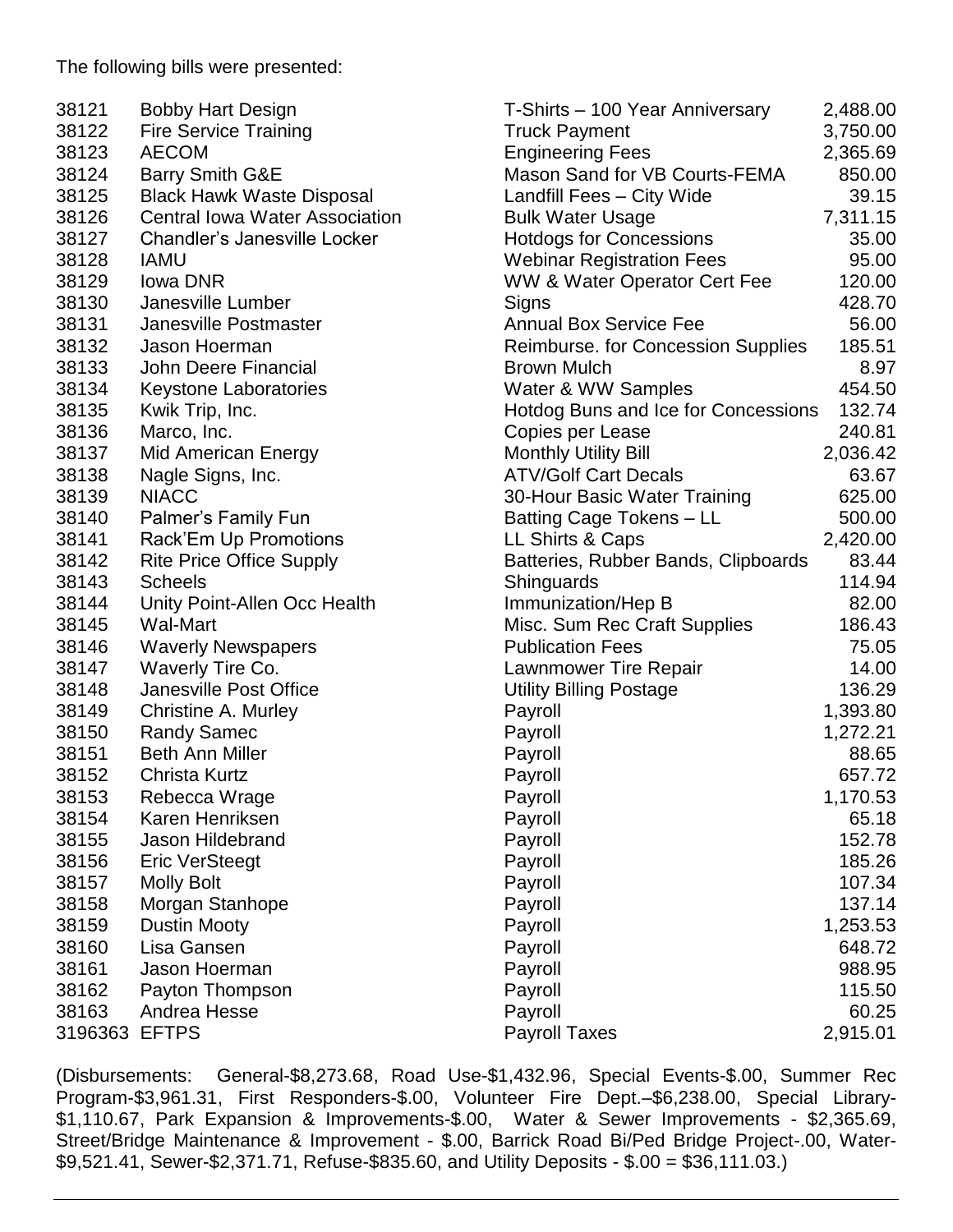The following bills were presented:

| | | | |
|---|---|---|---|
| 38121 | Bobby Hart Design | T-Shirts – 100 Year Anniversary | 2,488.00 |
| 38122 | Fire Service Training | Truck Payment | 3,750.00 |
| 38123 | AECOM | Engineering Fees | 2,365.69 |
| 38124 | Barry Smith G&E | Mason Sand for VB Courts-FEMA | 850.00 |
| 38125 | Black Hawk Waste Disposal | Landfill Fees – City Wide | 39.15 |
| 38126 | Central Iowa Water Association | Bulk Water Usage | 7,311.15 |
| 38127 | Chandler's Janesville Locker | Hotdogs for Concessions | 35.00 |
| 38128 | IAMU | Webinar Registration Fees | 95.00 |
| 38129 | Iowa DNR | WW & Water Operator Cert Fee | 120.00 |
| 38130 | Janesville Lumber | Signs | 428.70 |
| 38131 | Janesville Postmaster | Annual Box Service Fee | 56.00 |
| 38132 | Jason Hoerman | Reimburse. for Concession Supplies | 185.51 |
| 38133 | John Deere Financial | Brown Mulch | 8.97 |
| 38134 | Keystone Laboratories | Water & WW Samples | 454.50 |
| 38135 | Kwik Trip, Inc. | Hotdog Buns and Ice for Concessions | 132.74 |
| 38136 | Marco, Inc. | Copies per Lease | 240.81 |
| 38137 | Mid American Energy | Monthly Utility Bill | 2,036.42 |
| 38138 | Nagle Signs, Inc. | ATV/Golf Cart Decals | 63.67 |
| 38139 | NIACC | 30-Hour Basic Water Training | 625.00 |
| 38140 | Palmer's Family Fun | Batting Cage Tokens – LL | 500.00 |
| 38141 | Rack'Em Up Promotions | LL Shirts & Caps | 2,420.00 |
| 38142 | Rite Price Office Supply | Batteries, Rubber Bands, Clipboards | 83.44 |
| 38143 | Scheels | Shinguards | 114.94 |
| 38144 | Unity Point-Allen Occ Health | Immunization/Hep B | 82.00 |
| 38145 | Wal-Mart | Misc. Sum Rec Craft Supplies | 186.43 |
| 38146 | Waverly Newspapers | Publication Fees | 75.05 |
| 38147 | Waverly Tire Co. | Lawnmower Tire Repair | 14.00 |
| 38148 | Janesville Post Office | Utility Billing Postage | 136.29 |
| 38149 | Christine A. Murley | Payroll | 1,393.80 |
| 38150 | Randy Samec | Payroll | 1,272.21 |
| 38151 | Beth Ann Miller | Payroll | 88.65 |
| 38152 | Christa Kurtz | Payroll | 657.72 |
| 38153 | Rebecca Wrage | Payroll | 1,170.53 |
| 38154 | Karen Henriksen | Payroll | 65.18 |
| 38155 | Jason Hildebrand | Payroll | 152.78 |
| 38156 | Eric VerSteegt | Payroll | 185.26 |
| 38157 | Molly Bolt | Payroll | 107.34 |
| 38158 | Morgan Stanhope | Payroll | 137.14 |
| 38159 | Dustin Mooty | Payroll | 1,253.53 |
| 38160 | Lisa Gansen | Payroll | 648.72 |
| 38161 | Jason Hoerman | Payroll | 988.95 |
| 38162 | Payton Thompson | Payroll | 115.50 |
| 38163 | Andrea Hesse | Payroll | 60.25 |
| 3196363 | EFTPS | Payroll Taxes | 2,915.01 |

(Disbursements: General-$8,273.68, Road Use-$1,432.96, Special Events-$.00, Summer Rec Program-$3,961.31, First Responders-$.00, Volunteer Fire Dept.–$6,238.00, Special Library-$1,110.67, Park Expansion & Improvements-$.00, Water & Sewer Improvements - $2,365.69, Street/Bridge Maintenance & Improvement - $.00, Barrick Road Bi/Ped Bridge Project-.00, Water-$9,521.41, Sewer-$2,371.71, Refuse-$835.60, and Utility Deposits - $.00 = $36,111.03.)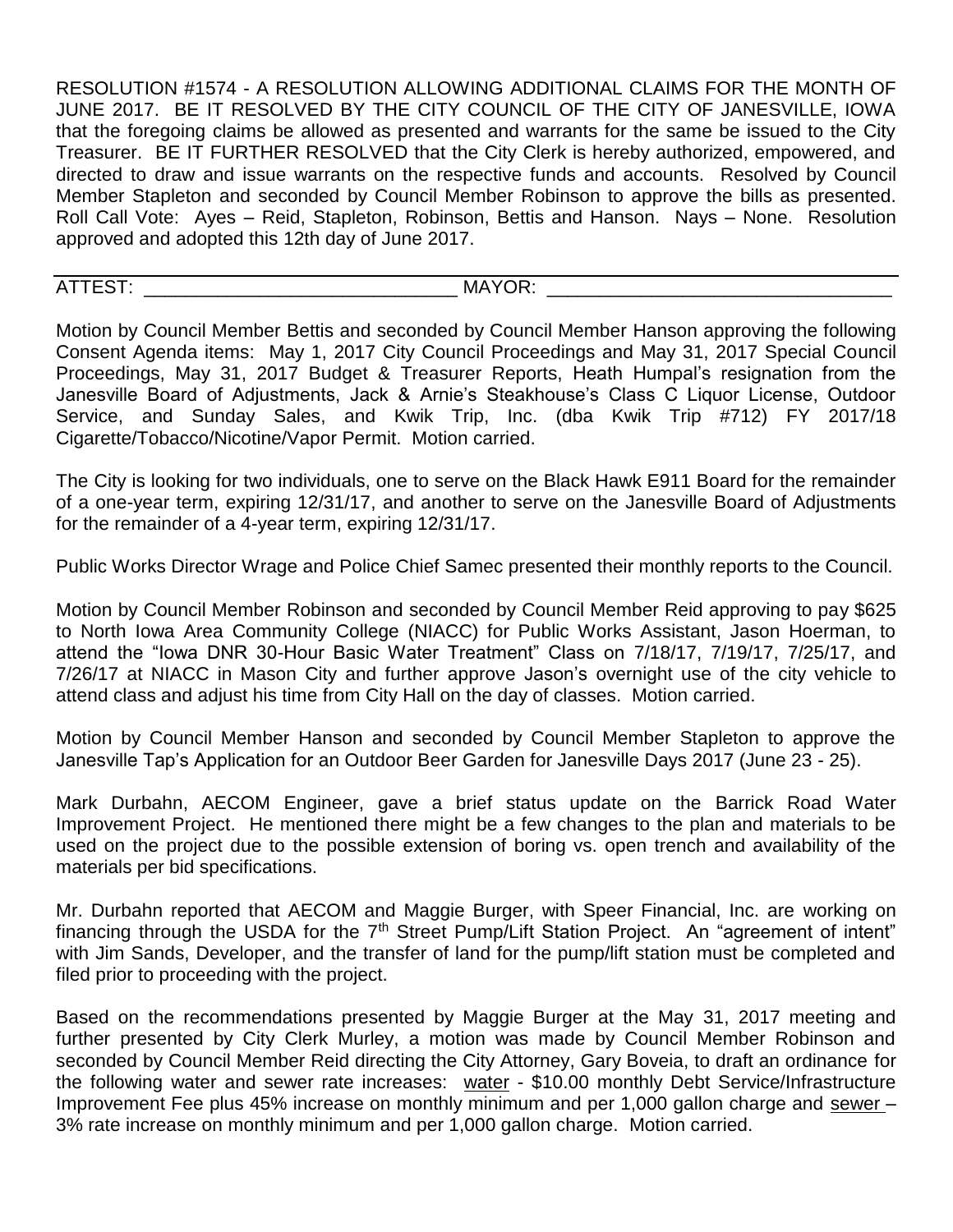RESOLUTION #1574 - A RESOLUTION ALLOWING ADDITIONAL CLAIMS FOR THE MONTH OF JUNE 2017. BE IT RESOLVED BY THE CITY COUNCIL OF THE CITY OF JANESVILLE, IOWA that the foregoing claims be allowed as presented and warrants for the same be issued to the City Treasurer. BE IT FURTHER RESOLVED that the City Clerk is hereby authorized, empowered, and directed to draw and issue warrants on the respective funds and accounts. Resolved by Council Member Stapleton and seconded by Council Member Robinson to approve the bills as presented. Roll Call Vote: Ayes – Reid, Stapleton, Robinson, Bettis and Hanson. Nays – None. Resolution approved and adopted this 12th day of June 2017.

ATTEST: ______________________________ MAYOR: _________________________________

Motion by Council Member Bettis and seconded by Council Member Hanson approving the following Consent Agenda items: May 1, 2017 City Council Proceedings and May 31, 2017 Special Council Proceedings, May 31, 2017 Budget & Treasurer Reports, Heath Humpal's resignation from the Janesville Board of Adjustments, Jack & Arnie's Steakhouse's Class C Liquor License, Outdoor Service, and Sunday Sales, and Kwik Trip, Inc. (dba Kwik Trip #712) FY 2017/18 Cigarette/Tobacco/Nicotine/Vapor Permit. Motion carried.

The City is looking for two individuals, one to serve on the Black Hawk E911 Board for the remainder of a one-year term, expiring 12/31/17, and another to serve on the Janesville Board of Adjustments for the remainder of a 4-year term, expiring 12/31/17.

Public Works Director Wrage and Police Chief Samec presented their monthly reports to the Council.

Motion by Council Member Robinson and seconded by Council Member Reid approving to pay $625 to North Iowa Area Community College (NIACC) for Public Works Assistant, Jason Hoerman, to attend the "Iowa DNR 30-Hour Basic Water Treatment" Class on 7/18/17, 7/19/17, 7/25/17, and 7/26/17 at NIACC in Mason City and further approve Jason's overnight use of the city vehicle to attend class and adjust his time from City Hall on the day of classes. Motion carried.

Motion by Council Member Hanson and seconded by Council Member Stapleton to approve the Janesville Tap's Application for an Outdoor Beer Garden for Janesville Days 2017 (June 23 - 25).

Mark Durbahn, AECOM Engineer, gave a brief status update on the Barrick Road Water Improvement Project. He mentioned there might be a few changes to the plan and materials to be used on the project due to the possible extension of boring vs. open trench and availability of the materials per bid specifications.

Mr. Durbahn reported that AECOM and Maggie Burger, with Speer Financial, Inc. are working on financing through the USDA for the 7th Street Pump/Lift Station Project. An "agreement of intent" with Jim Sands, Developer, and the transfer of land for the pump/lift station must be completed and filed prior to proceeding with the project.

Based on the recommendations presented by Maggie Burger at the May 31, 2017 meeting and further presented by City Clerk Murley, a motion was made by Council Member Robinson and seconded by Council Member Reid directing the City Attorney, Gary Boveia, to draft an ordinance for the following water and sewer rate increases: water - $10.00 monthly Debt Service/Infrastructure Improvement Fee plus 45% increase on monthly minimum and per 1,000 gallon charge and sewer – 3% rate increase on monthly minimum and per 1,000 gallon charge. Motion carried.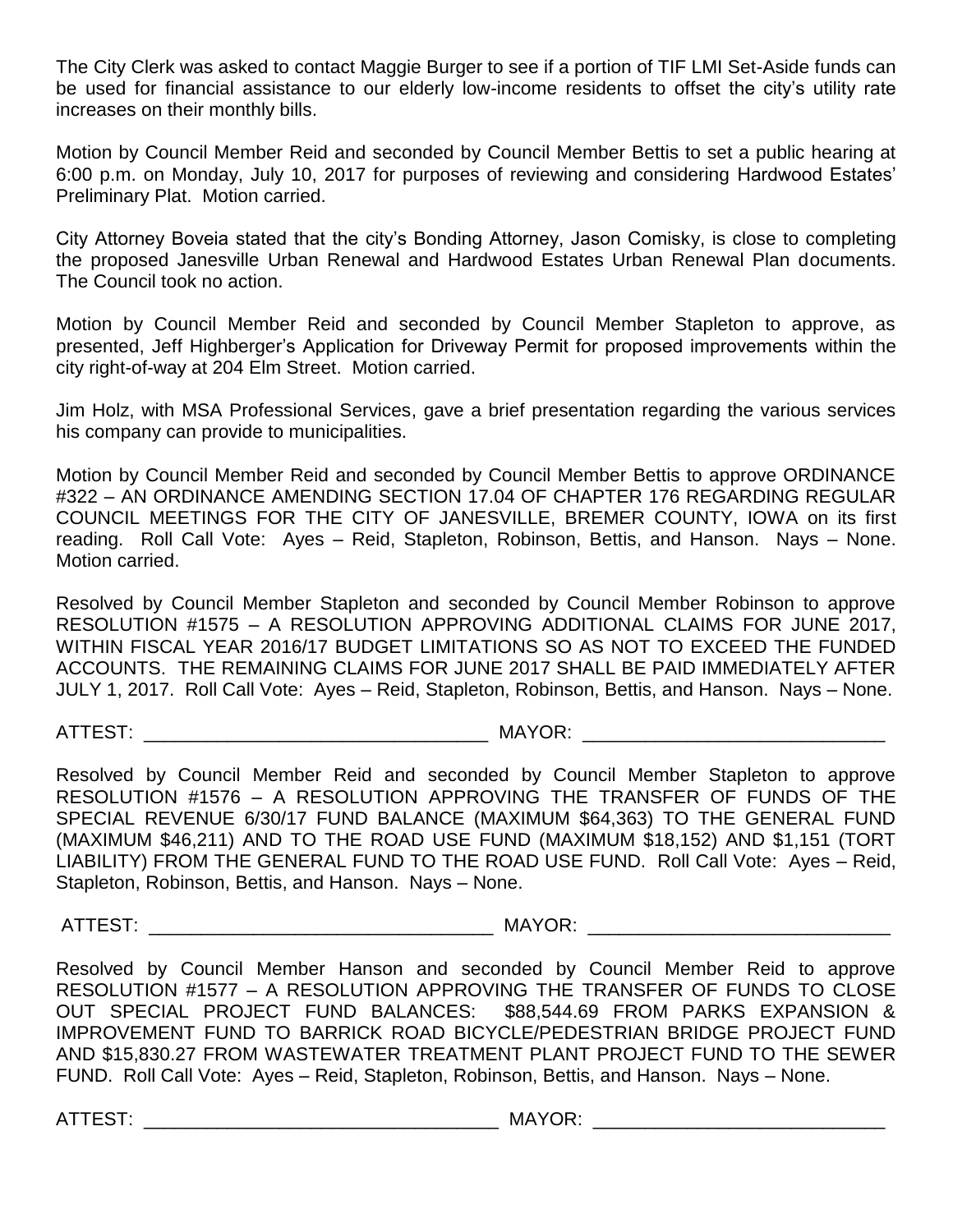The City Clerk was asked to contact Maggie Burger to see if a portion of TIF LMI Set-Aside funds can be used for financial assistance to our elderly low-income residents to offset the city's utility rate increases on their monthly bills.

Motion by Council Member Reid and seconded by Council Member Bettis to set a public hearing at 6:00 p.m. on Monday, July 10, 2017 for purposes of reviewing and considering Hardwood Estates' Preliminary Plat. Motion carried.

City Attorney Boveia stated that the city's Bonding Attorney, Jason Comisky, is close to completing the proposed Janesville Urban Renewal and Hardwood Estates Urban Renewal Plan documents. The Council took no action.

Motion by Council Member Reid and seconded by Council Member Stapleton to approve, as presented, Jeff Highberger's Application for Driveway Permit for proposed improvements within the city right-of-way at 204 Elm Street. Motion carried.

Jim Holz, with MSA Professional Services, gave a brief presentation regarding the various services his company can provide to municipalities.

Motion by Council Member Reid and seconded by Council Member Bettis to approve ORDINANCE #322 – AN ORDINANCE AMENDING SECTION 17.04 OF CHAPTER 176 REGARDING REGULAR COUNCIL MEETINGS FOR THE CITY OF JANESVILLE, BREMER COUNTY, IOWA on its first reading. Roll Call Vote: Ayes – Reid, Stapleton, Robinson, Bettis, and Hanson. Nays – None. Motion carried.

Resolved by Council Member Stapleton and seconded by Council Member Robinson to approve RESOLUTION #1575 – A RESOLUTION APPROVING ADDITIONAL CLAIMS FOR JUNE 2017, WITHIN FISCAL YEAR 2016/17 BUDGET LIMITATIONS SO AS NOT TO EXCEED THE FUNDED ACCOUNTS. THE REMAINING CLAIMS FOR JUNE 2017 SHALL BE PAID IMMEDIATELY AFTER JULY 1, 2017. Roll Call Vote: Ayes – Reid, Stapleton, Robinson, Bettis, and Hanson. Nays – None.

ATTEST: _________________________________ MAYOR: _____________________________

Resolved by Council Member Reid and seconded by Council Member Stapleton to approve RESOLUTION #1576 – A RESOLUTION APPROVING THE TRANSFER OF FUNDS OF THE SPECIAL REVENUE 6/30/17 FUND BALANCE (MAXIMUM $64,363) TO THE GENERAL FUND (MAXIMUM $46,211) AND TO THE ROAD USE FUND (MAXIMUM $18,152) AND $1,151 (TORT LIABILITY) FROM THE GENERAL FUND TO THE ROAD USE FUND. Roll Call Vote: Ayes – Reid, Stapleton, Robinson, Bettis, and Hanson. Nays – None.

ATTEST: _________________________________ MAYOR: _____________________________

Resolved by Council Member Hanson and seconded by Council Member Reid to approve RESOLUTION #1577 – A RESOLUTION APPROVING THE TRANSFER OF FUNDS TO CLOSE OUT SPECIAL PROJECT FUND BALANCES: $88,544.69 FROM PARKS EXPANSION & IMPROVEMENT FUND TO BARRICK ROAD BICYCLE/PEDESTRIAN BRIDGE PROJECT FUND AND $15,830.27 FROM WASTEWATER TREATMENT PLANT PROJECT FUND TO THE SEWER FUND. Roll Call Vote: Ayes – Reid, Stapleton, Robinson, Bettis, and Hanson. Nays – None.

ATTEST: __________________________________ MAYOR: ____________________________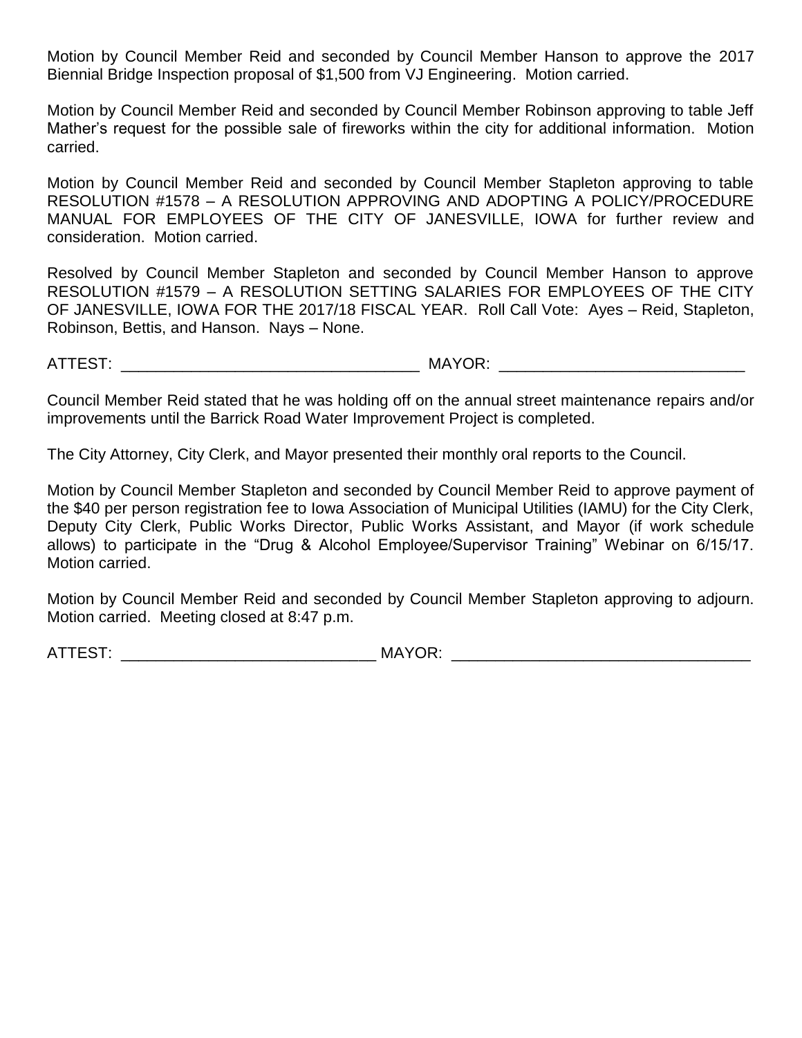Motion by Council Member Reid and seconded by Council Member Hanson to approve the 2017 Biennial Bridge Inspection proposal of $1,500 from VJ Engineering. Motion carried.

Motion by Council Member Reid and seconded by Council Member Robinson approving to table Jeff Mather's request for the possible sale of fireworks within the city for additional information. Motion carried.

Motion by Council Member Reid and seconded by Council Member Stapleton approving to table RESOLUTION #1578 – A RESOLUTION APPROVING AND ADOPTING A POLICY/PROCEDURE MANUAL FOR EMPLOYEES OF THE CITY OF JANESVILLE, IOWA for further review and consideration. Motion carried.

Resolved by Council Member Stapleton and seconded by Council Member Hanson to approve RESOLUTION #1579 – A RESOLUTION SETTING SALARIES FOR EMPLOYEES OF THE CITY OF JANESVILLE, IOWA FOR THE 2017/18 FISCAL YEAR. Roll Call Vote: Ayes – Reid, Stapleton, Robinson, Bettis, and Hanson. Nays – None.

ATTEST: ___________________________________ MAYOR: _____________________________

Council Member Reid stated that he was holding off on the annual street maintenance repairs and/or improvements until the Barrick Road Water Improvement Project is completed.

The City Attorney, City Clerk, and Mayor presented their monthly oral reports to the Council.

Motion by Council Member Stapleton and seconded by Council Member Reid to approve payment of the $40 per person registration fee to Iowa Association of Municipal Utilities (IAMU) for the City Clerk, Deputy City Clerk, Public Works Director, Public Works Assistant, and Mayor (if work schedule allows) to participate in the "Drug & Alcohol Employee/Supervisor Training" Webinar on 6/15/17. Motion carried.

Motion by Council Member Reid and seconded by Council Member Stapleton approving to adjourn. Motion carried. Meeting closed at 8:47 p.m.

ATTEST: ______________________________ MAYOR: ___________________________________